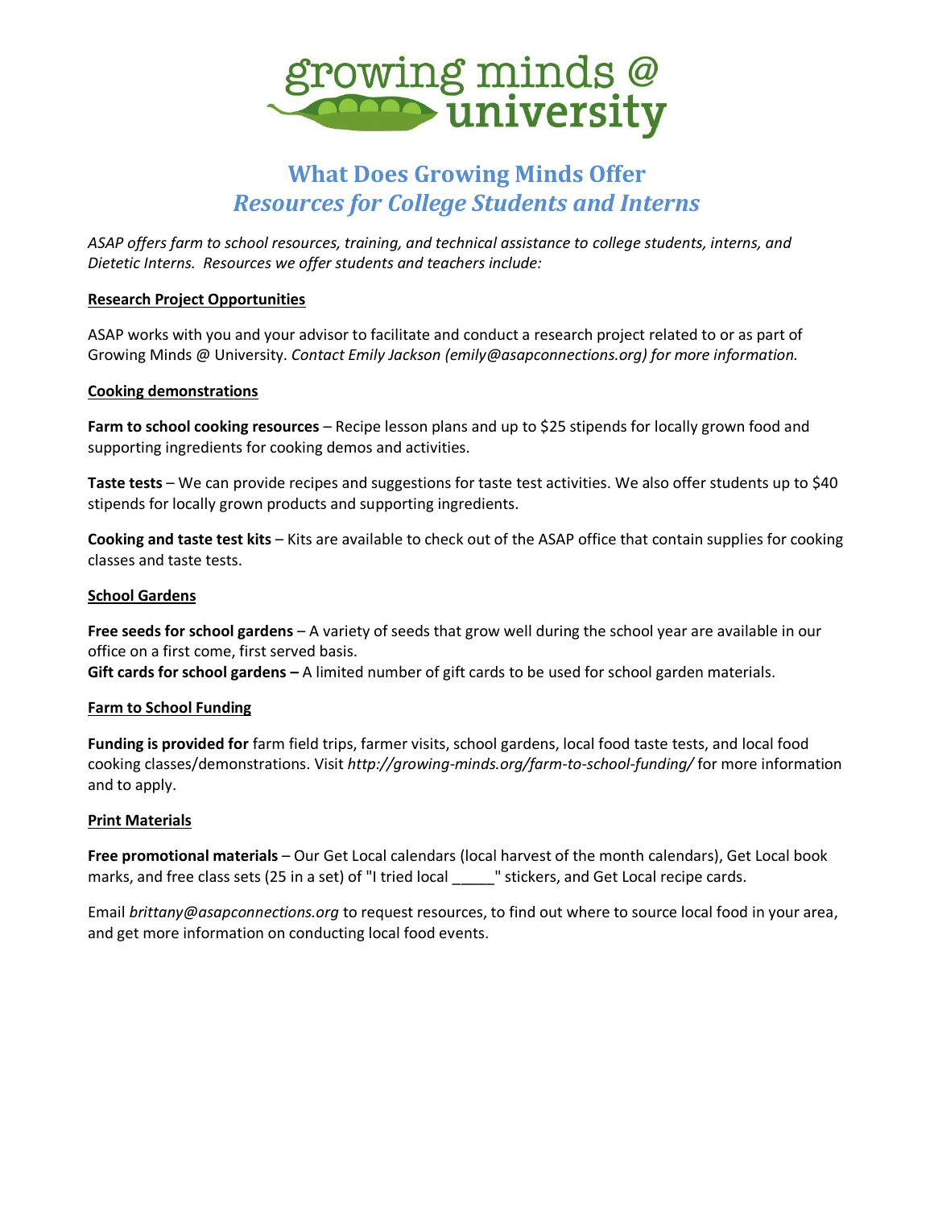growing minds @ university

# What Does Growing Minds Offer
## *Resources for College Students and Interns*

*ASAP offers farm to school resources, training, and technical assistance to college students, interns, and Dietetic Interns. Resources we offer students and teachers include:*

### Research Project Opportunities

ASAP works with you and your advisor to facilitate and conduct a research project related to or as part of Growing Minds @ University. *Contact Emily Jackson (emily@asapconnections.org) for more information.*

### Cooking demonstrations

**Farm to school cooking resources** – Recipe lesson plans and up to $25 stipends for locally grown food and supporting ingredients for cooking demos and activities.

**Taste tests** – We can provide recipes and suggestions for taste test activities. We also offer students up to $40 stipends for locally grown products and supporting ingredients.

**Cooking and taste test kits** – Kits are available to check out of the ASAP office that contain supplies for cooking classes and taste tests.

### School Gardens

**Free seeds for school gardens** – A variety of seeds that grow well during the school year are available in our office on a first come, first served basis.

**Gift cards for school gardens –** A limited number of gift cards to be used for school garden materials.

### Farm to School Funding

**Funding is provided for** farm field trips, farmer visits, school gardens, local food taste tests, and local food cooking classes/demonstrations. Visit *http://growing-minds.org/farm-to-school-funding/* for more information and to apply.

### Print Materials

**Free promotional materials** – Our Get Local calendars (local harvest of the month calendars), Get Local book marks, and free class sets (25 in a set) of "I tried local _____" stickers, and Get Local recipe cards.

Email *brittany@asapconnections.org* to request resources, to find out where to source local food in your area, and get more information on conducting local food events.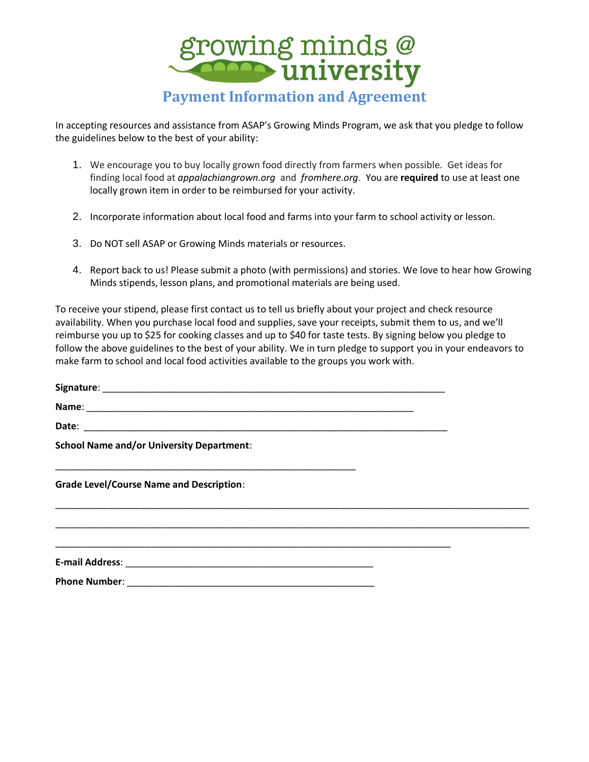# growing minds @ university

## Payment Information and Agreement

In accepting resources and assistance from ASAP's Growing Minds Program, we ask that you pledge to follow the guidelines below to the best of your ability:

1. We encourage you to buy locally grown food directly from farmers when possible. Get ideas for finding local food at *appalachiangrown.org* and *fromhere.org*. You are **required** to use at least one locally grown item in order to be reimbursed for your activity.

2. Incorporate information about local food and farms into your farm to school activity or lesson.

3. Do NOT sell ASAP or Growing Minds materials or resources.

4. Report back to us! Please submit a photo (with permissions) and stories. We love to hear how Growing Minds stipends, lesson plans, and promotional materials are being used.

To receive your stipend, please first contact us to tell us briefly about your project and check resource availability. When you purchase local food and supplies, save your receipts, submit them to us, and we'll reimburse you up to $25 for cooking classes and up to $40 for taste tests. By signing below you pledge to follow the above guidelines to the best of your ability. We in turn pledge to support you in your endeavors to make farm to school and local food activities available to the groups you work with.

**Signature**: ____________________________________________________________________

**Name**: _________________________________________________________________

**Date**: ________________________________________________________________________

**School Name and/or University Department**:

____________________________________________________________

**Grade Level/Course Name and Description**:

______________________________________________________________________________________________

______________________________________________________________________________________________

_______________________________________________________________________________

**E-mail Address**: _________________________________________________

**Phone Number**: _________________________________________________